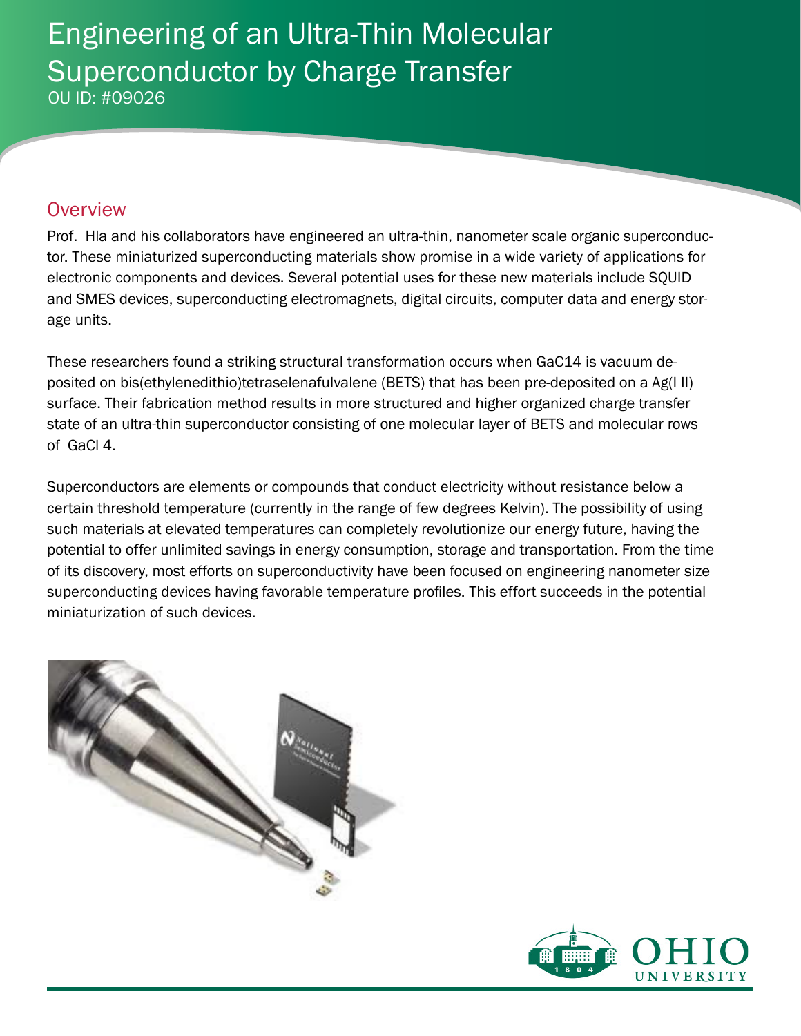# Engineering of an Ultra-Thin Molecular Superconductor by Charge Transfer

OU ID: #09026

## Overview

Prof. Hla and his collaborators have engineered an ultra-thin, nanometer scale organic superconductor. These miniaturized superconducting materials show promise in a wide variety of applications for electronic components and devices. Several potential uses for these new materials include SQUID and SMES devices, superconducting electromagnets, digital circuits, computer data and energy storage units.

These researchers found a striking structural transformation occurs when GaC14 is vacuum deposited on bis(ethylenedithio)tetraselenafulvalene (BETS) that has been pre-deposited on a Ag(I II) surface. Their fabrication method results in more structured and higher organized charge transfer state of an ultra-thin superconductor consisting of one molecular layer of BETS and molecular rows of GaCl 4.

Superconductors are elements or compounds that conduct electricity without resistance below a certain threshold temperature (currently in the range of few degrees Kelvin). The possibility of using such materials at elevated temperatures can completely revolutionize our energy future, having the potential to offer unlimited savings in energy consumption, storage and transportation. From the time of its discovery, most efforts on superconductivity have been focused on engineering nanometer size superconducting devices having favorable temperature profiles. This effort succeeds in the potential miniaturization of such devices.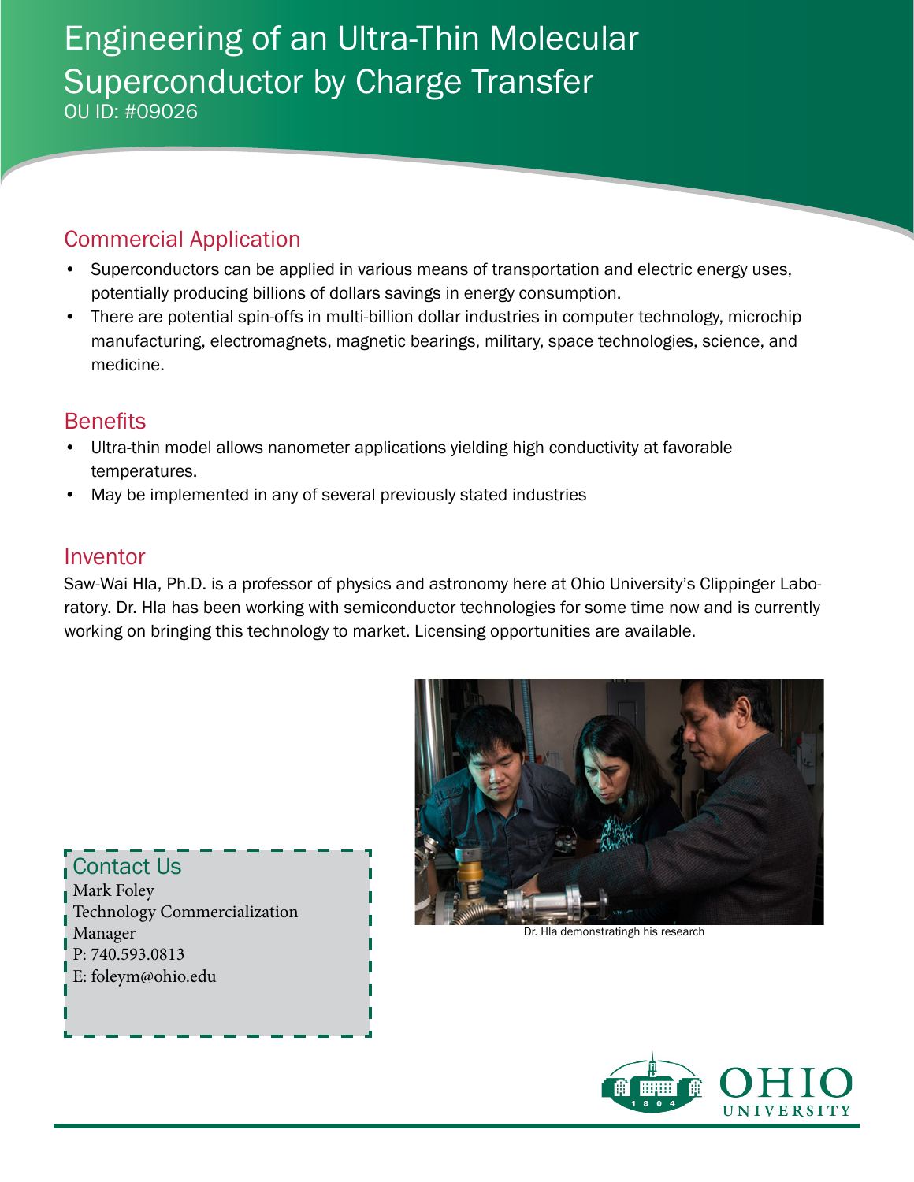# Engineering of an Ultra-Thin Molecular Superconductor by Charge Transfer

OU ID: #09026

## Commercial Application

- Superconductors can be applied in various means of transportation and electric energy uses, potentially producing billions of dollars savings in energy consumption.
- There are potential spin-offs in multi-billion dollar industries in computer technology, microchip manufacturing, electromagnets, magnetic bearings, military, space technologies, science, and medicine.

## Benefits

- Ultra-thin model allows nanometer applications yielding high conductivity at favorable temperatures.
- May be implemented in any of several previously stated industries

## Inventor

Saw-Wai Hla, Ph.D. is a professor of physics and astronomy here at Ohio University's Clippinger Laboratory. Dr. Hla has been working with semiconductor technologies for some time now and is currently working on bringing this technology to market. Licensing opportunities are available.

Dr. Hla demonstratingh his research

## Contact Us

Mark Foley
Technology Commercialization Manager
P: 740.593.0813
E: foleym@ohio.edu